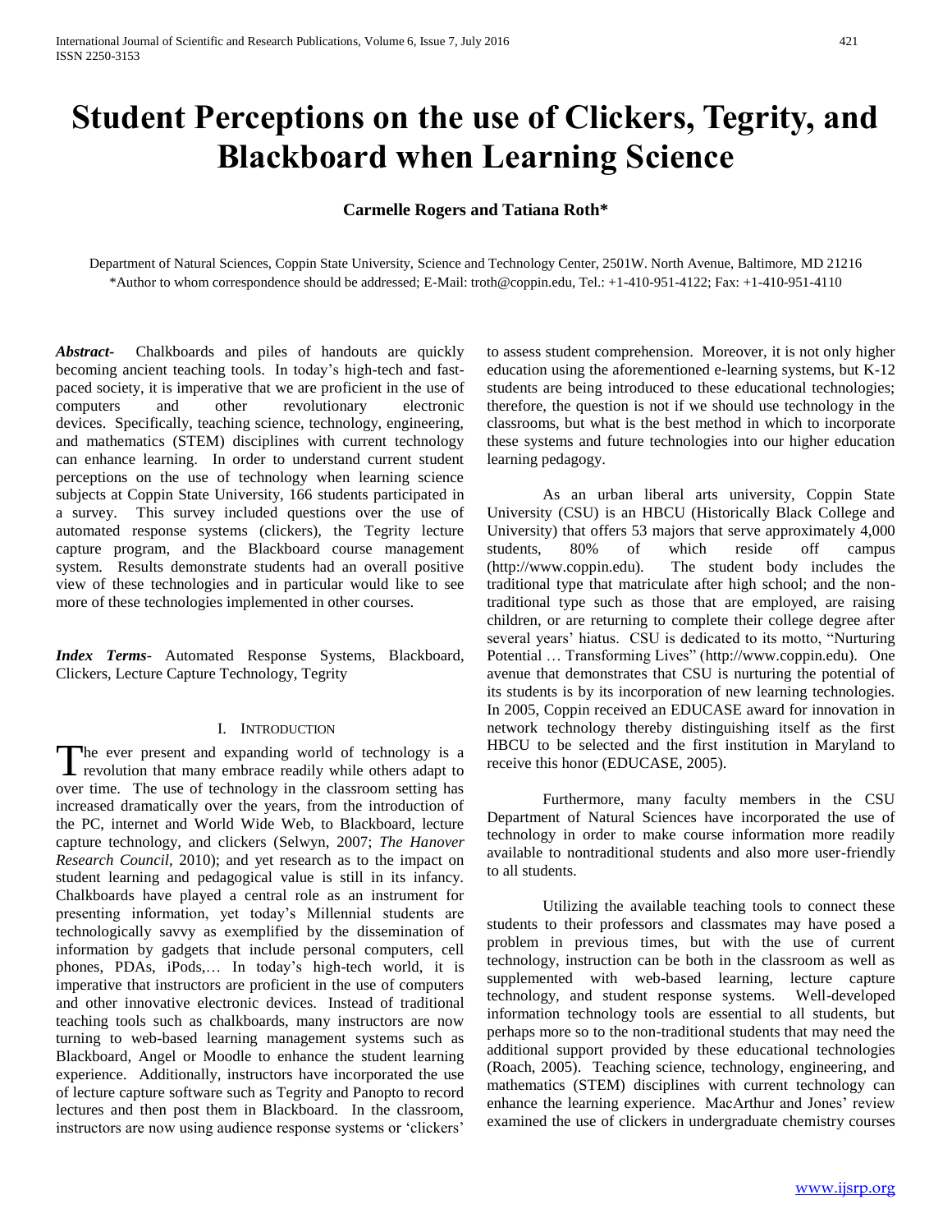# Student Perceptions on the use of Clickers, Tegrity, and Blackboard when Learning Science

**Carmelle Rogers and Tatiana Roth***

Department of Natural Sciences, Coppin State University, Science and Technology Center, 2501W. North Avenue, Baltimore, MD 21216
*Author to whom correspondence should be addressed; E-Mail: troth@coppin.edu, Tel.: +1-410-951-4122; Fax: +1-410-951-4110

***Abstract-*** Chalkboards and piles of handouts are quickly becoming ancient teaching tools. In today's high-tech and fast-paced society, it is imperative that we are proficient in the use of computers and other revolutionary electronic devices. Specifically, teaching science, technology, engineering, and mathematics (STEM) disciplines with current technology can enhance learning. In order to understand current student perceptions on the use of technology when learning science subjects at Coppin State University, 166 students participated in a survey. This survey included questions over the use of automated response systems (clickers), the Tegrity lecture capture program, and the Blackboard course management system. Results demonstrate students had an overall positive view of these technologies and in particular would like to see more of these technologies implemented in other courses.

***Index Terms-*** Automated Response Systems, Blackboard, Clickers, Lecture Capture Technology, Tegrity

## I. Introduction

The ever present and expanding world of technology is a revolution that many embrace readily while others adapt to over time. The use of technology in the classroom setting has increased dramatically over the years, from the introduction of the PC, internet and World Wide Web, to Blackboard, lecture capture technology, and clickers (Selwyn, 2007; *The Hanover Research Council*, 2010); and yet research as to the impact on student learning and pedagogical value is still in its infancy. Chalkboards have played a central role as an instrument for presenting information, yet today's Millennial students are technologically savvy as exemplified by the dissemination of information by gadgets that include personal computers, cell phones, PDAs, iPods,… In today's high-tech world, it is imperative that instructors are proficient in the use of computers and other innovative electronic devices. Instead of traditional teaching tools such as chalkboards, many instructors are now turning to web-based learning management systems such as Blackboard, Angel or Moodle to enhance the student learning experience. Additionally, instructors have incorporated the use of lecture capture software such as Tegrity and Panopto to record lectures and then post them in Blackboard. In the classroom, instructors are now using audience response systems or 'clickers' to assess student comprehension. Moreover, it is not only higher education using the aforementioned e-learning systems, but K-12 students are being introduced to these educational technologies; therefore, the question is not if we should use technology in the classrooms, but what is the best method in which to incorporate these systems and future technologies into our higher education learning pedagogy.

As an urban liberal arts university, Coppin State University (CSU) is an HBCU (Historically Black College and University) that offers 53 majors that serve approximately 4,000 students, 80% of which reside off campus (http://www.coppin.edu). The student body includes the traditional type that matriculate after high school; and the non-traditional type such as those that are employed, are raising children, or are returning to complete their college degree after several years' hiatus. CSU is dedicated to its motto, "Nurturing Potential … Transforming Lives" (http://www.coppin.edu). One avenue that demonstrates that CSU is nurturing the potential of its students is by its incorporation of new learning technologies. In 2005, Coppin received an EDUCASE award for innovation in network technology thereby distinguishing itself as the first HBCU to be selected and the first institution in Maryland to receive this honor (EDUCASE, 2005).

Furthermore, many faculty members in the CSU Department of Natural Sciences have incorporated the use of technology in order to make course information more readily available to nontraditional students and also more user-friendly to all students.

Utilizing the available teaching tools to connect these students to their professors and classmates may have posed a problem in previous times, but with the use of current technology, instruction can be both in the classroom as well as supplemented with web-based learning, lecture capture technology, and student response systems. Well-developed information technology tools are essential to all students, but perhaps more so to the non-traditional students that may need the additional support provided by these educational technologies (Roach, 2005). Teaching science, technology, engineering, and mathematics (STEM) disciplines with current technology can enhance the learning experience. MacArthur and Jones' review examined the use of clickers in undergraduate chemistry courses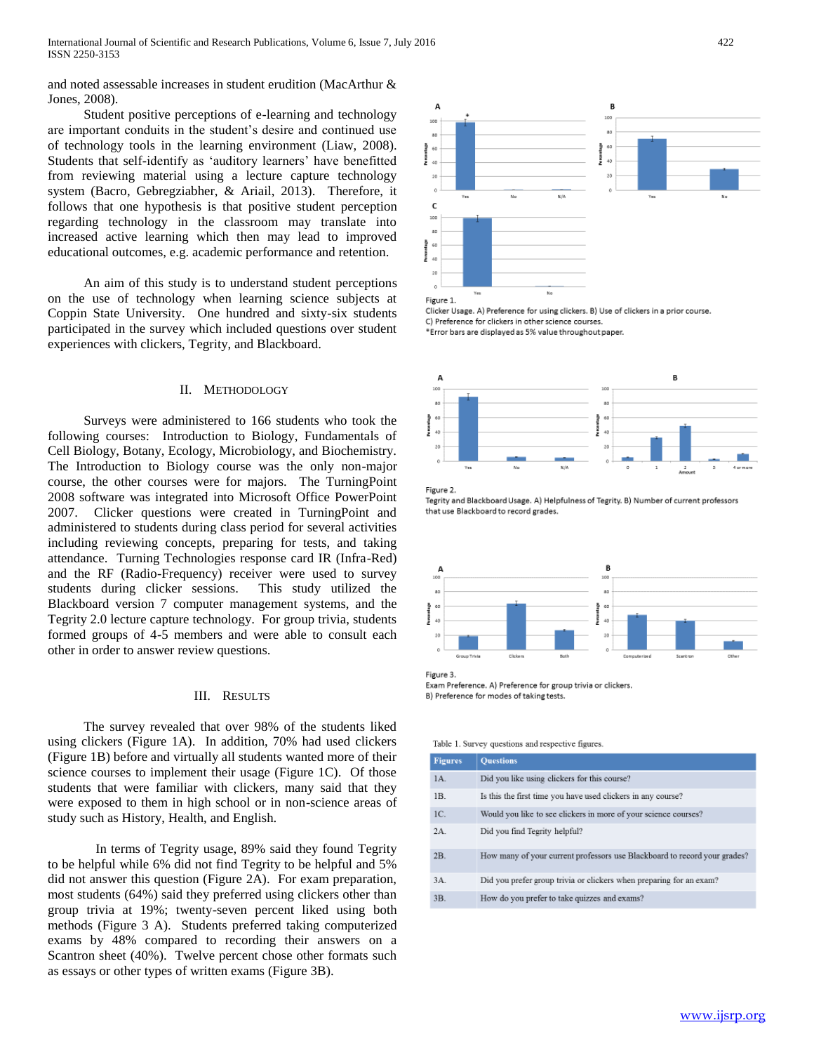and noted assessable increases in student erudition (MacArthur & Jones, 2008).

Student positive perceptions of e-learning and technology are important conduits in the student's desire and continued use of technology tools in the learning environment (Liaw, 2008). Students that self-identify as 'auditory learners' have benefitted from reviewing material using a lecture capture technology system (Bacro, Gebregziabher, & Ariail, 2013). Therefore, it follows that one hypothesis is that positive student perception regarding technology in the classroom may translate into increased active learning which then may lead to improved educational outcomes, e.g. academic performance and retention.

An aim of this study is to understand student perceptions on the use of technology when learning science subjects at Coppin State University. One hundred and sixty-six students participated in the survey which included questions over student experiences with clickers, Tegrity, and Blackboard.

## II. Methodology

Surveys were administered to 166 students who took the following courses: Introduction to Biology, Fundamentals of Cell Biology, Botany, Ecology, Microbiology, and Biochemistry. The Introduction to Biology course was the only non-major course, the other courses were for majors. The TurningPoint 2008 software was integrated into Microsoft Office PowerPoint 2007. Clicker questions were created in TurningPoint and administered to students during class period for several activities including reviewing concepts, preparing for tests, and taking attendance. Turning Technologies response card IR (Infra-Red) and the RF (Radio-Frequency) receiver were used to survey students during clicker sessions. This study utilized the Blackboard version 7 computer management systems, and the Tegrity 2.0 lecture capture technology. For group trivia, students formed groups of 4-5 members and were able to consult each other in order to answer review questions.

## III. Results

The survey revealed that over 98% of the students liked using clickers (Figure 1A). In addition, 70% had used clickers (Figure 1B) before and virtually all students wanted more of their science courses to implement their usage (Figure 1C). Of those students that were familiar with clickers, many said that they were exposed to them in high school or in non-science areas of study such as History, Health, and English.

In terms of Tegrity usage, 89% said they found Tegrity to be helpful while 6% did not find Tegrity to be helpful and 5% did not answer this question (Figure 2A). For exam preparation, most students (64%) said they preferred using clickers other than group trivia at 19%; twenty-seven percent liked using both methods (Figure 3 A). Students preferred taking computerized exams by 48% compared to recording their answers on a Scantron sheet (40%). Twelve percent chose other formats such as essays or other types of written exams (Figure 3B).

Figure 1.
Clicker Usage. A) Preference for using clickers. B) Use of clickers in a prior course. C) Preference for clickers in other science courses.
*Error bars are displayed as 5% value throughout paper.

Figure 2.
Tegrity and Blackboard Usage. A) Helpfulness of Tegrity. B) Number of current professors that use Blackboard to record grades.

Figure 3.
Exam Preference. A) Preference for group trivia or clickers. B) Preference for modes of taking tests.

Table 1. Survey questions and respective figures.

| Figures | Questions |
|---|---|
| 1A. | Did you like using clickers for this course? |
| 1B. | Is this the first time you have used clickers in any course? |
| 1C. | Would you like to see clickers in more of your science courses? |
| 2A. | Did you find Tegrity helpful? |
| 2B. | How many of your current professors use Blackboard to record your grades? |
| 3A. | Did you prefer group trivia or clickers when preparing for an exam? |
| 3B. | How do you prefer to take quizzes and exams? |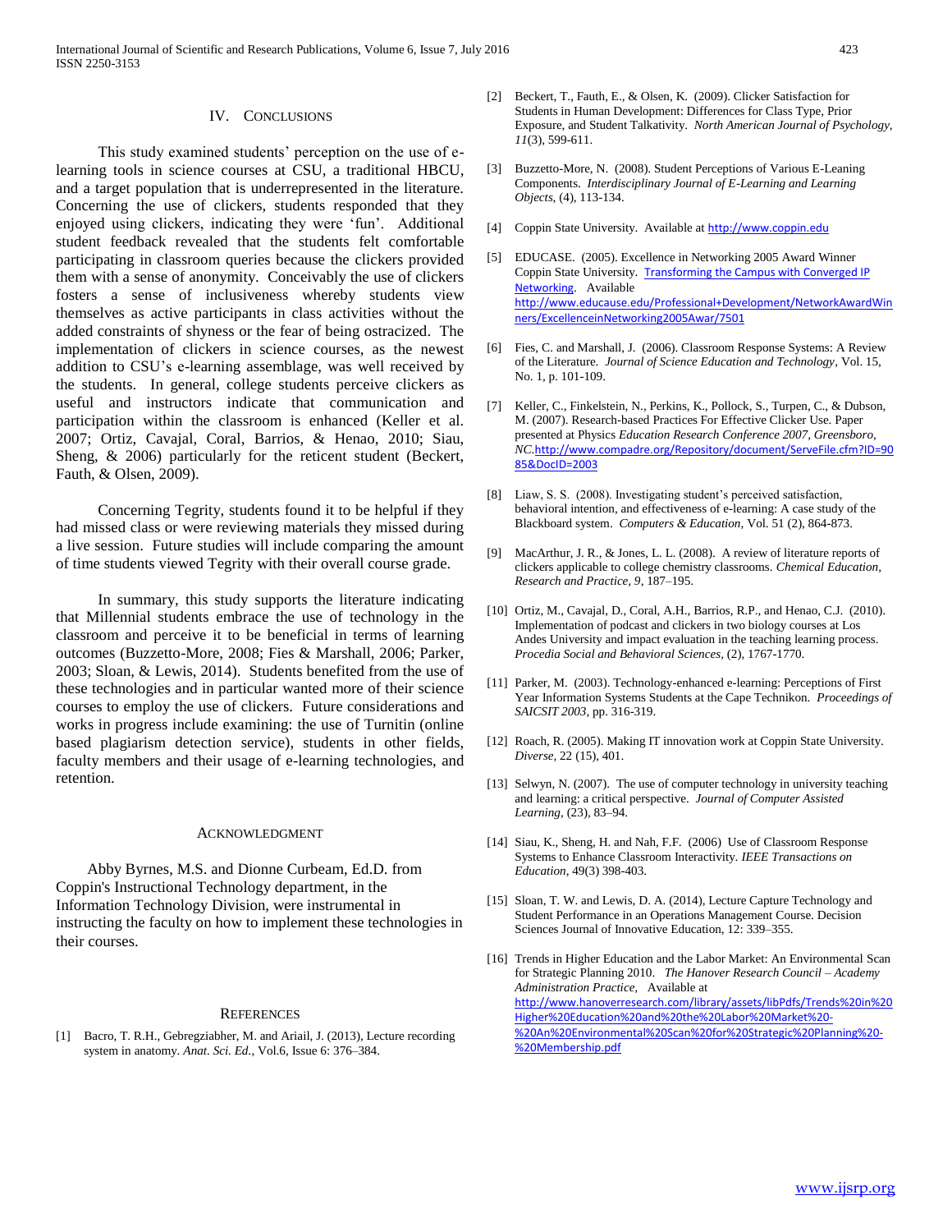## IV. Conclusions

This study examined students' perception on the use of e-learning tools in science courses at CSU, a traditional HBCU, and a target population that is underrepresented in the literature. Concerning the use of clickers, students responded that they enjoyed using clickers, indicating they were 'fun'. Additional student feedback revealed that the students felt comfortable participating in classroom queries because the clickers provided them with a sense of anonymity. Conceivably the use of clickers fosters a sense of inclusiveness whereby students view themselves as active participants in class activities without the added constraints of shyness or the fear of being ostracized. The implementation of clickers in science courses, as the newest addition to CSU's e-learning assemblage, was well received by the students. In general, college students perceive clickers as useful and instructors indicate that communication and participation within the classroom is enhanced (Keller et al. 2007; Ortiz, Cavajal, Coral, Barrios, & Henao, 2010; Siau, Sheng, & 2006) particularly for the reticent student (Beckert, Fauth, & Olsen, 2009).

Concerning Tegrity, students found it to be helpful if they had missed class or were reviewing materials they missed during a live session. Future studies will include comparing the amount of time students viewed Tegrity with their overall course grade.

In summary, this study supports the literature indicating that Millennial students embrace the use of technology in the classroom and perceive it to be beneficial in terms of learning outcomes (Buzzetto-More, 2008; Fies & Marshall, 2006; Parker, 2003; Sloan, & Lewis, 2014). Students benefited from the use of these technologies and in particular wanted more of their science courses to employ the use of clickers. Future considerations and works in progress include examining: the use of Turnitin (online based plagiarism detection service), students in other fields, faculty members and their usage of e-learning technologies, and retention.

## Acknowledgment

Abby Byrnes, M.S. and Dionne Curbeam, Ed.D. from Coppin's Instructional Technology department, in the Information Technology Division, were instrumental in instructing the faculty on how to implement these technologies in their courses.

## References

[1] Bacro, T. R.H., Gebregziabher, M. and Ariail, J. (2013), Lecture recording system in anatomy. *Anat. Sci. Ed.*, Vol.6, Issue 6: 376–384.

[2] Beckert, T., Fauth, E., & Olsen, K. (2009). Clicker Satisfaction for Students in Human Development: Differences for Class Type, Prior Exposure, and Student Talkativity. *North American Journal of Psychology, 11*(3), 599-611.

[3] Buzzetto-More, N. (2008). Student Perceptions of Various E-Leaning Components. *Interdisciplinary Journal of E-Learning and Learning Objects,* (4), 113-134.

[4] Coppin State University. Available at http://www.coppin.edu

[5] EDUCASE. (2005). Excellence in Networking 2005 Award Winner Coppin State University. Transforming the Campus with Converged IP Networking. Available http://www.educause.edu/Professional+Development/NetworkAwardWinners/ExcellenceinNetworking2005Awar/7501

[6] Fies, C. and Marshall, J. (2006). Classroom Response Systems: A Review of the Literature. *Journal of Science Education and Technology*, Vol. 15, No. 1, p. 101-109.

[7] Keller, C., Finkelstein, N., Perkins, K., Pollock, S., Turpen, C., & Dubson, M. (2007). Research-based Practices For Effective Clicker Use. Paper presented at Physics *Education Research Conference 2007, Greensboro, NC.*http://www.compadre.org/Repository/document/ServeFile.cfm?ID=9085&DocID=2003

[8] Liaw, S. S. (2008). Investigating student's perceived satisfaction, behavioral intention, and effectiveness of e-learning: A case study of the Blackboard system. *Computers & Education*, Vol. 51 (2), 864-873.

[9] MacArthur, J. R., & Jones, L. L. (2008). A review of literature reports of clickers applicable to college chemistry classrooms. *Chemical Education, Research and Practice, 9*, 187–195.

[10] Ortiz, M., Cavajal, D., Coral, A.H., Barrios, R.P., and Henao, C.J. (2010). Implementation of podcast and clickers in two biology courses at Los Andes University and impact evaluation in the teaching learning process. *Procedia Social and Behavioral Sciences*, (2), 1767-1770.

[11] Parker, M. (2003). Technology-enhanced e-learning: Perceptions of First Year Information Systems Students at the Cape Technikon. *Proceedings of SAICSIT 2003*, pp. 316-319.

[12] Roach, R. (2005). Making IT innovation work at Coppin State University. *Diverse,* 22 (15), 401.

[13] Selwyn, N. (2007). The use of computer technology in university teaching and learning: a critical perspective. *Journal of Computer Assisted Learning*, (23), 83–94.

[14] Siau, K., Sheng, H. and Nah, F.F. (2006) Use of Classroom Response Systems to Enhance Classroom Interactivity. *IEEE Transactions on Education*, 49(3) 398-403.

[15] Sloan, T. W. and Lewis, D. A. (2014), Lecture Capture Technology and Student Performance in an Operations Management Course. Decision Sciences Journal of Innovative Education, 12: 339–355.

[16] Trends in Higher Education and the Labor Market: An Environmental Scan for Strategic Planning 2010. *The Hanover Research Council – Academy Administration Practice,* Available at http://www.hanoverresearch.com/library/assets/libPdfs/Trends%20in%20Higher%20Education%20and%20the%20Labor%20Market%20-%20An%20Environmental%20Scan%20for%20Strategic%20Planning%20-%20Membership.pdf